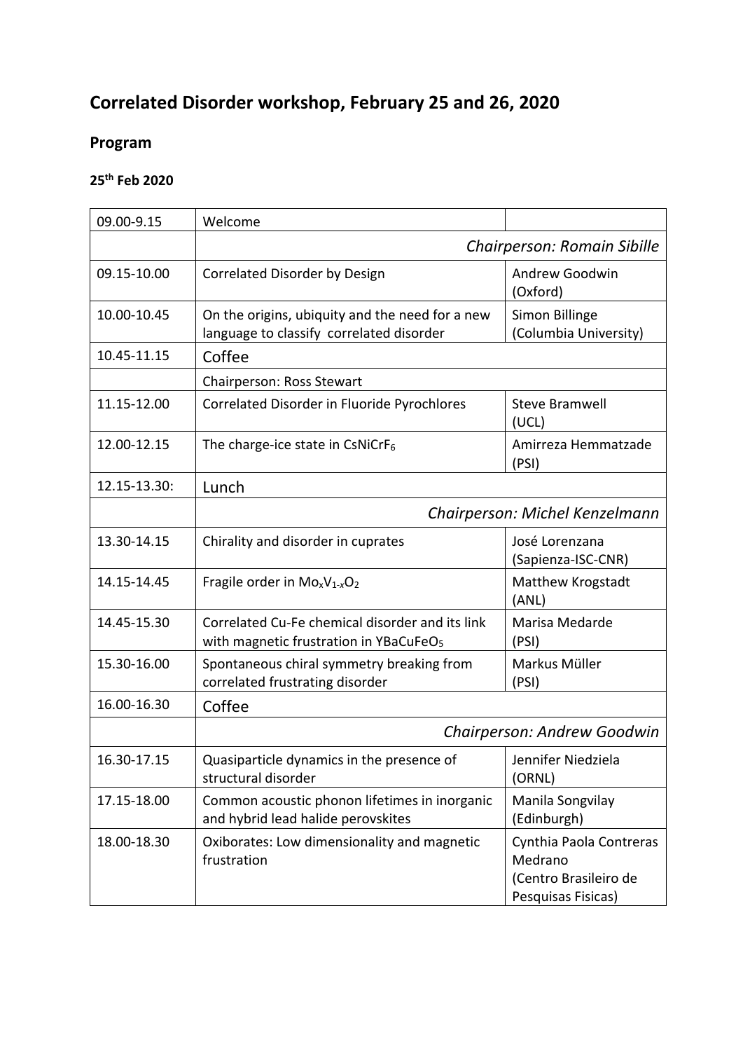# Correlated Disorder workshop, February 25 and 26, 2020

## Program

### 25th Feb 2020

| | | |
|---|---|---|
| 09.00-9.15 | Welcome | |
| | *Chairperson: Romain Sibille* | |
| 09.15-10.00 | Correlated Disorder by Design | Andrew Goodwin (Oxford) |
| 10.00-10.45 | On the origins, ubiquity and the need for a new language to classify correlated disorder | Simon Billinge (Columbia University) |
| 10.45-11.15 | Coffee | |
| | Chairperson: Ross Stewart | |
| 11.15-12.00 | Correlated Disorder in Fluoride Pyrochlores | Steve Bramwell (UCL) |
| 12.00-12.15 | The charge-ice state in $CsNiCrF_6$ | Amirreza Hemmatzade (PSI) |
| 12.15-13.30: | Lunch | |
| | *Chairperson: Michel Kenzelmann* | |
| 13.30-14.15 | Chirality and disorder in cuprates | José Lorenzana (Sapienza-ISC-CNR) |
| 14.15-14.45 | Fragile order in $Mo_xV_{1-x}O_2$ | Matthew Krogstadt (ANL) |
| 14.45-15.30 | Correlated Cu-Fe chemical disorder and its link with magnetic frustration in $YBaCuFeO_5$ | Marisa Medarde (PSI) |
| 15.30-16.00 | Spontaneous chiral symmetry breaking from correlated frustrating disorder | Markus Müller (PSI) |
| 16.00-16.30 | Coffee | |
| | *Chairperson: Andrew Goodwin* | |
| 16.30-17.15 | Quasiparticle dynamics in the presence of structural disorder | Jennifer Niedziela (ORNL) |
| 17.15-18.00 | Common acoustic phonon lifetimes in inorganic and hybrid lead halide perovskites | Manila Songvilay (Edinburgh) |
| 18.00-18.30 | Oxiborates: Low dimensionality and magnetic frustration | Cynthia Paola Contreras Medrano (Centro Brasileiro de Pesquisas Fisicas) |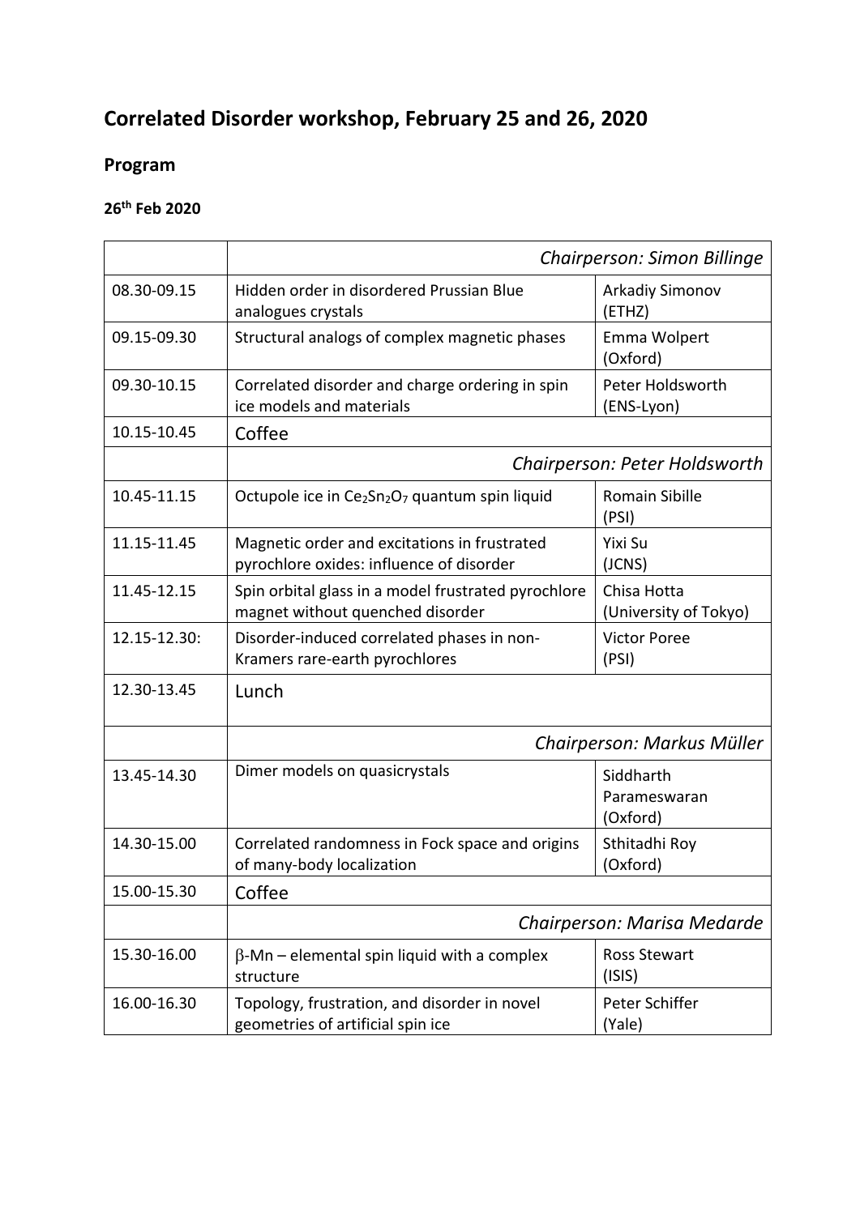## Correlated Disorder workshop, February 25 and 26, 2020

### Program

**26th Feb 2020**

| | | |
|---|---|---|
| | *Chairperson: Simon Billinge* | |
| 08.30-09.15 | Hidden order in disordered Prussian Blue analogues crystals | Arkadiy Simonov (ETHZ) |
| 09.15-09.30 | Structural analogs of complex magnetic phases | Emma Wolpert (Oxford) |
| 09.30-10.15 | Correlated disorder and charge ordering in spin ice models and materials | Peter Holdsworth (ENS-Lyon) |
| 10.15-10.45 | Coffee | |
| | *Chairperson: Peter Holdsworth* | |
| 10.45-11.15 | Octupole ice in $Ce_2Sn_2O_7$ quantum spin liquid | Romain Sibille (PSI) |
| 11.15-11.45 | Magnetic order and excitations in frustrated pyrochlore oxides: influence of disorder | Yixi Su (JCNS) |
| 11.45-12.15 | Spin orbital glass in a model frustrated pyrochlore magnet without quenched disorder | Chisa Hotta (University of Tokyo) |
| 12.15-12.30: | Disorder-induced correlated phases in non-Kramers rare-earth pyrochlores | Victor Poree (PSI) |
| 12.30-13.45 | Lunch | |
| | *Chairperson: Markus Müller* | |
| 13.45-14.30 | Dimer models on quasicrystals | Siddharth Parameswaran (Oxford) |
| 14.30-15.00 | Correlated randomness in Fock space and origins of many-body localization | Sthitadhi Roy (Oxford) |
| 15.00-15.30 | Coffee | |
| | *Chairperson: Marisa Medarde* | |
| 15.30-16.00 | $\beta$-Mn – elemental spin liquid with a complex structure | Ross Stewart (ISIS) |
| 16.00-16.30 | Topology, frustration, and disorder in novel geometries of artificial spin ice | Peter Schiffer (Yale) |